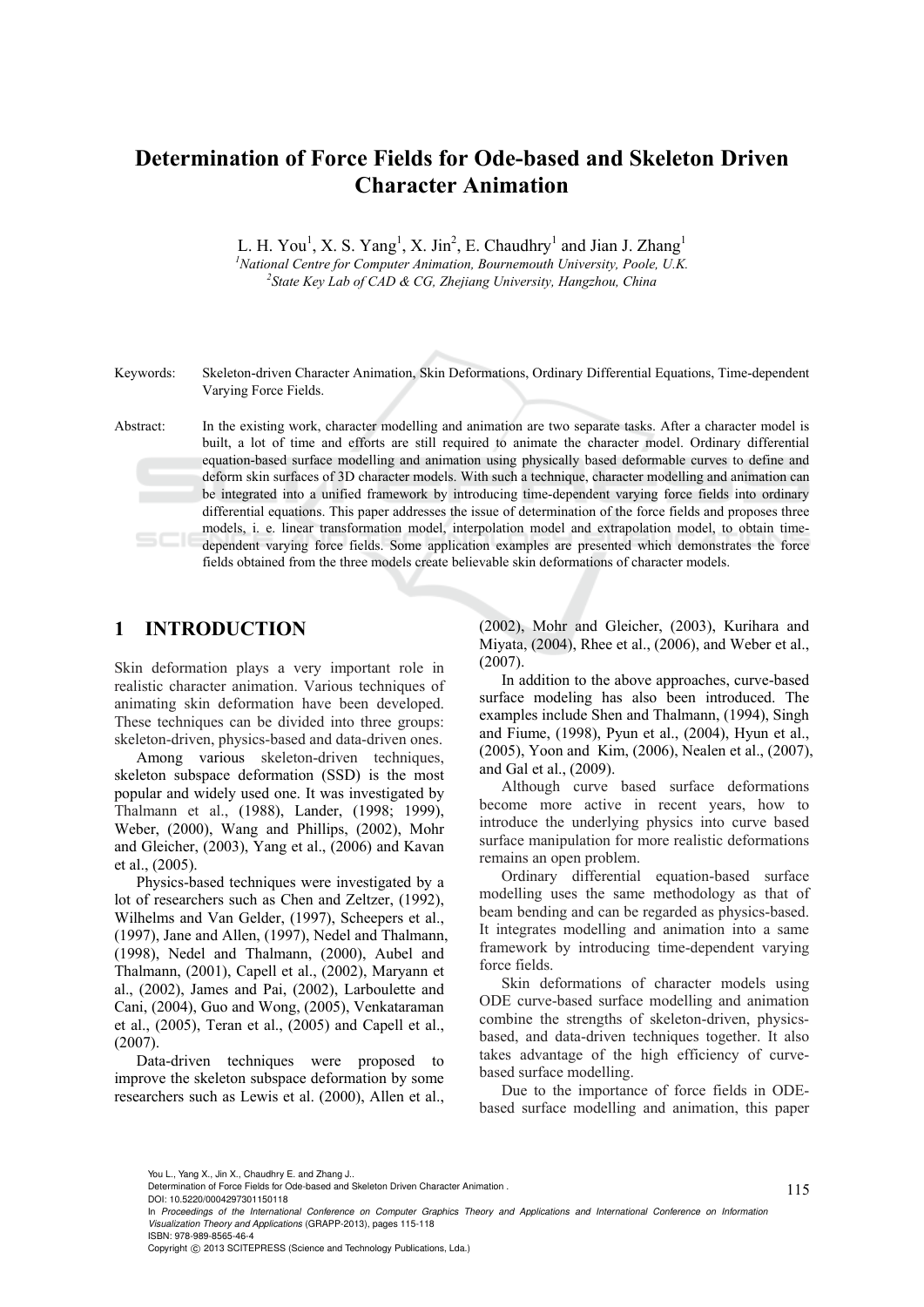# Determination of Force Fields for Ode-based and Skeleton Driven Character Animation

L. H. You[1], X. S. Yang[1], X. Jin[2], E. Chaudhry[1] and Jian J. Zhang[1]

[1]*National Centre for Computer Animation, Bournemouth University, Poole, U.K.*
[2]*State Key Lab of CAD & CG, Zhejiang University, Hangzhou, China*

Keywords: Skeleton-driven Character Animation, Skin Deformations, Ordinary Differential Equations, Time-dependent Varying Force Fields.

Abstract: In the existing work, character modelling and animation are two separate tasks. After a character model is built, a lot of time and efforts are still required to animate the character model. Ordinary differential equation-based surface modelling and animation using physically based deformable curves to define and deform skin surfaces of 3D character models. With such a technique, character modelling and animation can be integrated into a unified framework by introducing time-dependent varying force fields into ordinary differential equations. This paper addresses the issue of determination of the force fields and proposes three models, i. e. linear transformation model, interpolation model and extrapolation model, to obtain time-dependent varying force fields. Some application examples are presented which demonstrates the force fields obtained from the three models create believable skin deformations of character models.

## 1 INTRODUCTION

Skin deformation plays a very important role in realistic character animation. Various techniques of animating skin deformation have been developed. These techniques can be divided into three groups: skeleton-driven, physics-based and data-driven ones.

Among various skeleton-driven techniques, skeleton subspace deformation (SSD) is the most popular and widely used one. It was investigated by Thalmann et al., (1988), Lander, (1998; 1999), Weber, (2000), Wang and Phillips, (2002), Mohr and Gleicher, (2003), Yang et al., (2006) and Kavan et al., (2005).

Physics-based techniques were investigated by a lot of researchers such as Chen and Zeltzer, (1992), Wilhelms and Van Gelder, (1997), Scheepers et al., (1997), Jane and Allen, (1997), Nedel and Thalmann, (1998), Nedel and Thalmann, (2000), Aubel and Thalmann, (2001), Capell et al., (2002), Maryann et al., (2002), James and Pai, (2002), Larboulette and Cani, (2004), Guo and Wong, (2005), Venkataraman et al., (2005), Teran et al., (2005) and Capell et al., (2007).

Data-driven techniques were proposed to improve the skeleton subspace deformation by some researchers such as Lewis et al. (2000), Allen et al., (2002), Mohr and Gleicher, (2003), Kurihara and Miyata, (2004), Rhee et al., (2006), and Weber et al., (2007).

In addition to the above approaches, curve-based surface modeling has also been introduced. The examples include Shen and Thalmann, (1994), Singh and Fiume, (1998), Pyun et al., (2004), Hyun et al., (2005), Yoon and Kim, (2006), Nealen et al., (2007), and Gal et al., (2009).

Although curve based surface deformations become more active in recent years, how to introduce the underlying physics into curve based surface manipulation for more realistic deformations remains an open problem.

Ordinary differential equation-based surface modelling uses the same methodology as that of beam bending and can be regarded as physics-based. It integrates modelling and animation into a same framework by introducing time-dependent varying force fields.

Skin deformations of character models using ODE curve-based surface modelling and animation combine the strengths of skeleton-driven, physics-based, and data-driven techniques together. It also takes advantage of the high efficiency of curve-based surface modelling.

Due to the importance of force fields in ODE-based surface modelling and animation, this paper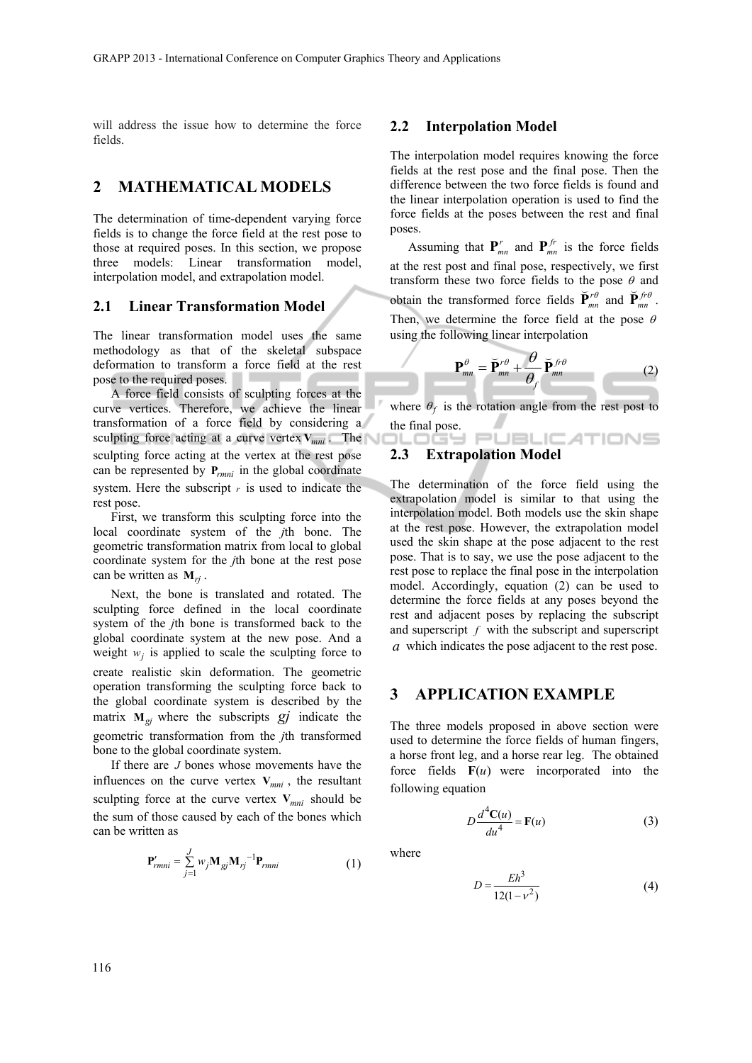will address the issue how to determine the force fields.

## 2 MATHEMATICAL MODELS

The determination of time-dependent varying force fields is to change the force field at the rest pose to those at required poses. In this section, we propose three models: Linear transformation model, interpolation model, and extrapolation model.

### 2.1 Linear Transformation Model

The linear transformation model uses the same methodology as that of the skeletal subspace deformation to transform a force field at the rest pose to the required poses.

A force field consists of sculpting forces at the curve vertices. Therefore, we achieve the linear transformation of a force field by considering a sculpting force acting at a curve vertex $\mathbf{V}_{mni}$. The sculpting force acting at the vertex at the rest pose can be represented by $\mathbf{P}_{rmni}$ in the global coordinate system. Here the subscript $r$ is used to indicate the rest pose.

First, we transform this sculpting force into the local coordinate system of the *j*th bone. The geometric transformation matrix from local to global coordinate system for the *j*th bone at the rest pose can be written as $\mathbf{M}_{rj}$.

Next, the bone is translated and rotated. The sculpting force defined in the local coordinate system of the *j*th bone is transformed back to the global coordinate system at the new pose. And a weight $w_j$ is applied to scale the sculpting force to create realistic skin deformation. The geometric operation transforming the sculpting force back to the global coordinate system is described by the matrix $\mathbf{M}_{gj}$ where the subscripts $gj$ indicate the geometric transformation from the *j*th transformed bone to the global coordinate system.

If there are $J$ bones whose movements have the influences on the curve vertex $\mathbf{V}_{mni}$, the resultant sculpting force at the curve vertex $\mathbf{V}_{mni}$ should be the sum of those caused by each of the bones which can be written as

$$\mathbf{P}'_{rmni} = \sum_{j=1}^{J} w_j \mathbf{M}_{gj} \mathbf{M}_{rj}^{-1} \mathbf{P}_{rmni} \tag{1}$$

### 2.2 Interpolation Model

The interpolation model requires knowing the force fields at the rest pose and the final pose. Then the difference between the two force fields is found and the linear interpolation operation is used to find the force fields at the poses between the rest and final poses.

Assuming that $\mathbf{P}_{mn}^{r}$ and $\mathbf{P}_{mn}^{fr}$ is the force fields at the rest post and final pose, respectively, we first transform these two force fields to the pose $\theta$ and obtain the transformed force fields $\breve{\mathbf{P}}_{mn}^{r\theta}$ and $\breve{\mathbf{P}}_{mn}^{fr\theta}$. Then, we determine the force field at the pose $\theta$ using the following linear interpolation

$$\mathbf{P}_{mn}^{\theta} = \breve{\mathbf{P}}_{mn}^{r\theta} + \frac{\theta}{\theta_f} \breve{\mathbf{P}}_{mn}^{fr\theta} \tag{2}$$

where $\theta_f$ is the rotation angle from the rest post to the final pose.

### 2.3 Extrapolation Model

The determination of the force field using the extrapolation model is similar to that using the interpolation model. Both models use the skin shape at the rest pose. However, the extrapolation model used the skin shape at the pose adjacent to the rest pose. That is to say, we use the pose adjacent to the rest pose to replace the final pose in the interpolation model. Accordingly, equation (2) can be used to determine the force fields at any poses beyond the rest and adjacent poses by replacing the subscript and superscript $f$ with the subscript and superscript $a$ which indicates the pose adjacent to the rest pose.

## 3 APPLICATION EXAMPLE

The three models proposed in above section were used to determine the force fields of human fingers, a horse front leg, and a horse rear leg. The obtained force fields $\mathbf{F}(u)$ were incorporated into the following equation

$$D\frac{d^4\mathbf{C}(u)}{du^4} = \mathbf{F}(u) \tag{3}$$

where

$$D = \frac{Eh^3}{12(1-\nu^2)} \tag{4}$$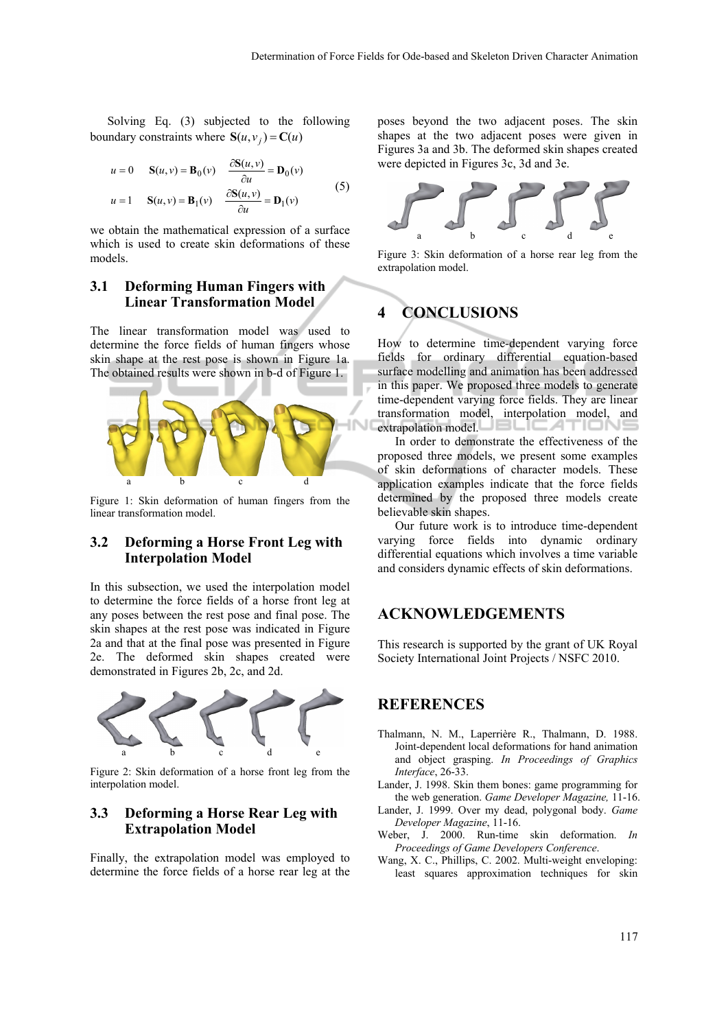Solving Eq. (3) subjected to the following boundary constraints where $\mathbf{S}(u, v_j) = \mathbf{C}(u)$

$$
\begin{aligned}
u = 0 \quad & \mathbf{S}(u,v) = \mathbf{B}_0(v) \quad \frac{\partial \mathbf{S}(u,v)}{\partial u} = \mathbf{D}_0(v) \\
u = 1 \quad & \mathbf{S}(u,v) = \mathbf{B}_1(v) \quad \frac{\partial \mathbf{S}(u,v)}{\partial u} = \mathbf{D}_1(v)
\end{aligned}
\tag{5}
$$

we obtain the mathematical expression of a surface which is used to create skin deformations of these models.

### 3.1 Deforming Human Fingers with Linear Transformation Model

The linear transformation model was used to determine the force fields of human fingers whose skin shape at the rest pose is shown in Figure 1a. The obtained results were shown in b-d of Figure 1.

Figure 1: Skin deformation of human fingers from the linear transformation model.

### 3.2 Deforming a Horse Front Leg with Interpolation Model

In this subsection, we used the interpolation model to determine the force fields of a horse front leg at any poses between the rest pose and final pose. The skin shapes at the rest pose was indicated in Figure 2a and that at the final pose was presented in Figure 2e. The deformed skin shapes created were demonstrated in Figures 2b, 2c, and 2d.

Figure 2: Skin deformation of a horse front leg from the interpolation model.

### 3.3 Deforming a Horse Rear Leg with Extrapolation Model

Finally, the extrapolation model was employed to determine the force fields of a horse rear leg at the poses beyond the two adjacent poses. The skin shapes at the two adjacent poses were given in Figures 3a and 3b. The deformed skin shapes created were depicted in Figures 3c, 3d and 3e.

Figure 3: Skin deformation of a horse rear leg from the extrapolation model.

## 4 CONCLUSIONS

How to determine time-dependent varying force fields for ordinary differential equation-based surface modelling and animation has been addressed in this paper. We proposed three models to generate time-dependent varying force fields. They are linear transformation model, interpolation model, and extrapolation model.

In order to demonstrate the effectiveness of the proposed three models, we present some examples of skin deformations of character models. These application examples indicate that the force fields determined by the proposed three models create believable skin shapes.

Our future work is to introduce time-dependent varying force fields into dynamic ordinary differential equations which involves a time variable and considers dynamic effects of skin deformations.

## ACKNOWLEDGEMENTS

This research is supported by the grant of UK Royal Society International Joint Projects / NSFC 2010.

## REFERENCES

Thalmann, N. M., Laperrière R., Thalmann, D. 1988. Joint-dependent local deformations for hand animation and object grasping. *In Proceedings of Graphics Interface*, 26-33.

Lander, J. 1998. Skin them bones: game programming for the web generation. *Game Developer Magazine,* 11-16.

Lander, J. 1999. Over my dead, polygonal body. *Game Developer Magazine*, 11-16.

Weber, J. 2000. Run-time skin deformation. *In Proceedings of Game Developers Conference*.

Wang, X. C., Phillips, C. 2002. Multi-weight enveloping: least squares approximation techniques for skin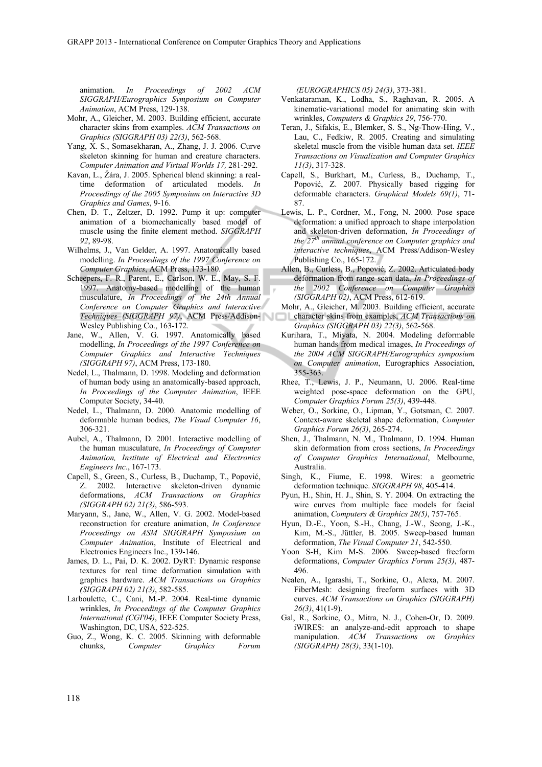animation. *In Proceedings of 2002 ACM SIGGRAPH/Eurographics Symposium on Computer Animation*, ACM Press, 129-138.

Mohr, A., Gleicher, M. 2003. Building efficient, accurate character skins from examples. *ACM Transactions on Graphics (SIGGRAPH 03) 22(3)*, 562-568.

Yang, X. S., Somasekharan, A., Zhang, J. J. 2006. Curve skeleton skinning for human and creature characters. *Computer Animation and Virtual Worlds 17,* 281-292.

Kavan, L., Žára, J. 2005. Spherical blend skinning: a real-time deformation of articulated models. *In Proceedings of the 2005 Symposium on Interactive 3D Graphics and Games*, 9-16.

Chen, D. T., Zeltzer, D. 1992. Pump it up: computer animation of a biomechanically based model of muscle using the finite element method. *SIGGRAPH 92*, 89-98.

Wilhelms, J., Van Gelder, A. 1997. Anatomically based modelling. *In Proceedings of the 1997 Conference on Computer Graphics*, ACM Press, 173-180.

Scheepers, F. R., Parent, E., Carlson, W. E., May, S. F. 1997. Anatomy-based modelling of the human musculature, *In Proceedings of the 24th Annual Conference on Computer Graphics and Interactive Techniques (SIGGRAPH 97)*, ACM Press/Addison-Wesley Publishing Co., 163-172.

Jane, W., Allen, V. G. 1997. Anatomically based modelling, *In Proceedings of the 1997 Conference on Computer Graphics and Interactive Techniques (SIGGRAPH 97)*, ACM Press, 173-180.

Nedel, L., Thalmann, D. 1998. Modeling and deformation of human body using an anatomically-based approach, *In Proceedings of the Computer Animation*, IEEE Computer Society, 34-40.

Nedel, L., Thalmann, D. 2000. Anatomic modelling of deformable human bodies, *The Visual Computer 16*, 306-321.

Aubel, A., Thalmann, D. 2001. Interactive modelling of the human musculature, *In Proceedings of Computer Animation, Institute of Electrical and Electronics Engineers Inc.*, 167-173.

Capell, S., Green, S., Curless, B., Duchamp, T., Popović, Z. 2002. Interactive skeleton-driven dynamic deformations, *ACM Transactions on Graphics (SIGGRAPH 02) 21(3)*, 586-593.

Maryann, S., Jane, W., Allen, V. G. 2002. Model-based reconstruction for creature animation, *In Conference Proceedings on ASM SIGGRAPH Symposium on Computer Animation*, Institute of Electrical and Electronics Engineers Inc., 139-146.

James, D. L., Pai, D. K. 2002. DyRT: Dynamic response textures for real time deformation simulation with graphics hardware. *ACM Transactions on Graphics (SIGGRAPH 02) 21(3)*, 582-585.

Larboulette, C., Cani, M.-P. 2004. Real-time dynamic wrinkles, *In Proceedings of the Computer Graphics International (CGI'04)*, IEEE Computer Society Press, Washington, DC, USA, 522-525.

Guo, Z., Wong, K. C. 2005. Skinning with deformable chunks, *Computer Graphics Forum (EUROGRAPHICS 05) 24(3)*, 373-381.

Venkataraman, K., Lodha, S., Raghavan, R. 2005. A kinematic-variational model for animating skin with wrinkles, *Computers & Graphics 29*, 756-770.

Teran, J., Sifakis, E., Blemker, S. S., Ng-Thow-Hing, V., Lau, C., Fedkiw, R. 2005. Creating and simulating skeletal muscle from the visible human data set. *IEEE Transactions on Visualization and Computer Graphics 11(3)*, 317-328.

Capell, S., Burkhart, M., Curless, B., Duchamp, T., Popović, Z. 2007. Physically based rigging for deformable characters. *Graphical Models 69(1)*, 71-87.

Lewis, L. P., Cordner, M., Fong, N. 2000. Pose space deformation: a unified approach to shape interpolation and skeleton-driven deformation, *In Proceedings of the 27th annual conference on Computer graphics and interactive techniques*, ACM Press/Addison-Wesley Publishing Co., 165-172.

Allen, B., Curless, B., Popović, Z. 2002. Articulated body deformation from range scan data, *In Proceedings of the 2002 Conference on Computer Graphics (SIGGRAPH 02)*, ACM Press, 612-619.

Mohr, A., Gleicher, M. 2003. Building efficient, accurate character skins from examples, *ACM Transactions on Graphics (SIGGRAPH 03) 22(3)*, 562-568.

Kurihara, T., Miyata, N. 2004. Modeling deformable human hands from medical images, *In Proceedings of the 2004 ACM SIGGRAPH/Eurographics symposium on Computer animation*, Eurographics Association, 355-363.

Rhee, T., Lewis, J. P., Neumann, U. 2006. Real-time weighted pose-space deformation on the GPU, *Computer Graphics Forum 25(3)*, 439-448.

Weber, O., Sorkine, O., Lipman, Y., Gotsman, C. 2007. Context-aware skeletal shape deformation, *Computer Graphics Forum 26(3)*, 265-274.

Shen, J., Thalmann, N. M., Thalmann, D. 1994. Human skin deformation from cross sections, *In Proceedings of Computer Graphics International*, Melbourne, Australia.

Singh, K., Fiume, E. 1998. Wires: a geometric deformation technique. *SIGGRAPH 98*, 405-414.

Pyun, H., Shin, H. J., Shin, S. Y. 2004. On extracting the wire curves from multiple face models for facial animation, *Computers & Graphics 28(5)*, 757-765.

Hyun, D.-E., Yoon, S.-H., Chang, J.-W., Seong, J.-K., Kim, M.-S., Jüttler, B. 2005. Sweep-based human deformation, *The Visual Computer 21*, 542-550.

Yoon S-H, Kim M-S. 2006. Sweep-based freeform deformations, *Computer Graphics Forum 25(3)*, 487-496.

Nealen, A., Igarashi, T., Sorkine, O., Alexa, M. 2007. FiberMesh: designing freeform surfaces with 3D curves. *ACM Transactions on Graphics (SIGGRAPH) 26(3)*, 41(1-9).

Gal, R., Sorkine, O., Mitra, N. J., Cohen-Or, D. 2009. iWIRES: an analyze-and-edit approach to shape manipulation. *ACM Transactions on Graphics (SIGGRAPH) 28(3)*, 33(1-10).